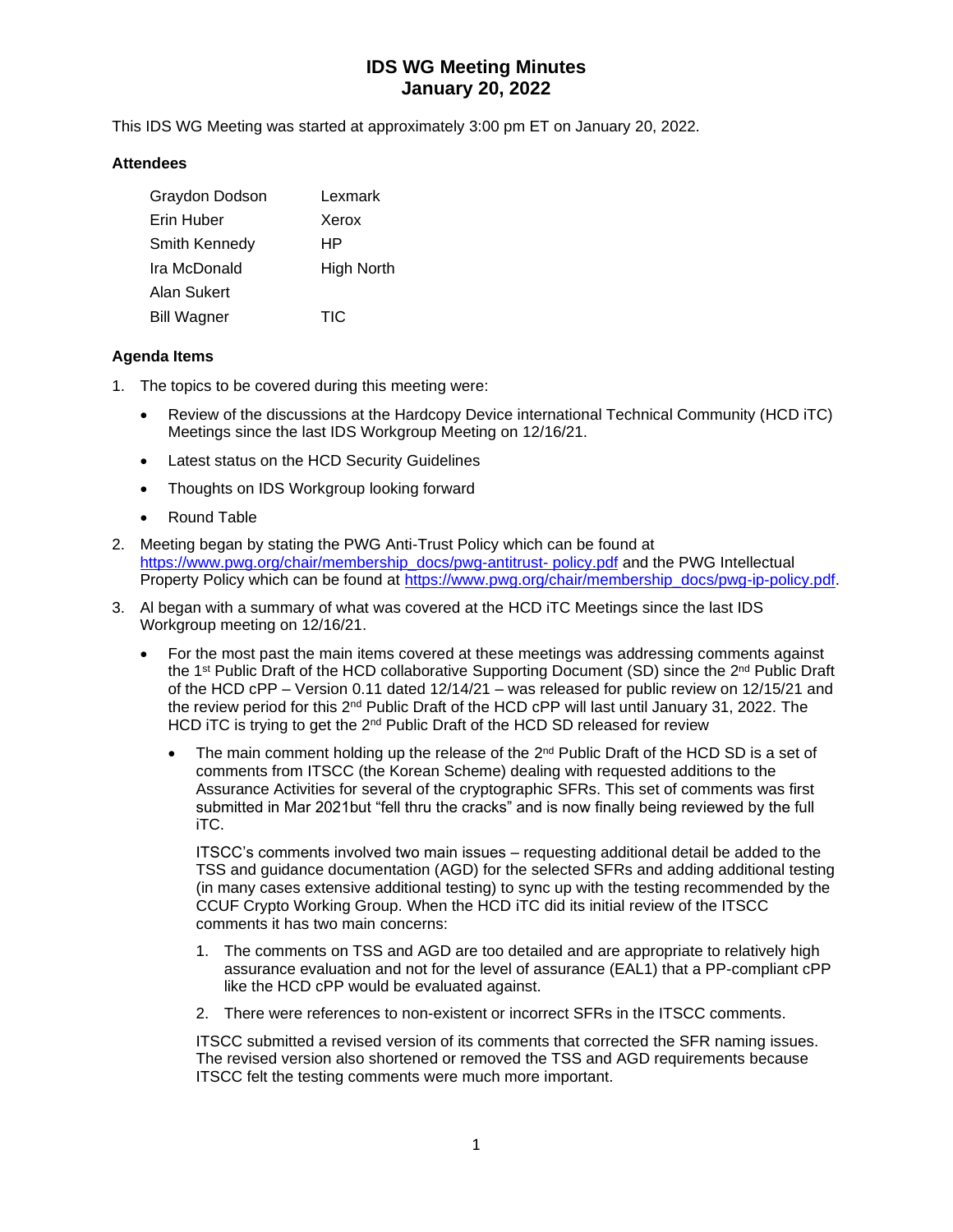# IDS WG Meeting Minutes
# January 20, 2022

This IDS WG Meeting was started at approximately 3:00 pm ET on January 20, 2022.

### Attendees

| | |
|---|---|
| Graydon Dodson | Lexmark |
| Erin Huber | Xerox |
| Smith Kennedy | HP |
| Ira McDonald | High North |
| Alan Sukert | |
| Bill Wagner | TIC |

### Agenda Items

1. The topics to be covered during this meeting were:
   - Review of the discussions at the Hardcopy Device international Technical Community (HCD iTC) Meetings since the last IDS Workgroup Meeting on 12/16/21.
   - Latest status on the HCD Security Guidelines
   - Thoughts on IDS Workgroup looking forward
   - Round Table
2. Meeting began by stating the PWG Anti-Trust Policy which can be found at https://www.pwg.org/chair/membership_docs/pwg-antitrust- policy.pdf and the PWG Intellectual Property Policy which can be found at https://www.pwg.org/chair/membership_docs/pwg-ip-policy.pdf.
3. Al began with a summary of what was covered at the HCD iTC Meetings since the last IDS Workgroup meeting on 12/16/21.
   - For the most past the main items covered at these meetings was addressing comments against the 1st Public Draft of the HCD collaborative Supporting Document (SD) since the 2nd Public Draft of the HCD cPP – Version 0.11 dated 12/14/21 – was released for public review on 12/15/21 and the review period for this 2nd Public Draft of the HCD cPP will last until January 31, 2022. The HCD iTC is trying to get the 2nd Public Draft of the HCD SD released for review
     - The main comment holding up the release of the 2nd Public Draft of the HCD SD is a set of comments from ITSCC (the Korean Scheme) dealing with requested additions to the Assurance Activities for several of the cryptographic SFRs. This set of comments was first submitted in Mar 2021but "fell thru the cracks" and is now finally being reviewed by the full iTC.

       ITSCC's comments involved two main issues – requesting additional detail be added to the TSS and guidance documentation (AGD) for the selected SFRs and adding additional testing (in many cases extensive additional testing) to sync up with the testing recommended by the CCUF Crypto Working Group. When the HCD iTC did its initial review of the ITSCC comments it has two main concerns:

       1. The comments on TSS and AGD are too detailed and are appropriate to relatively high assurance evaluation and not for the level of assurance (EAL1) that a PP-compliant cPP like the HCD cPP would be evaluated against.
       2. There were references to non-existent or incorrect SFRs in the ITSCC comments.

       ITSCC submitted a revised version of its comments that corrected the SFR naming issues. The revised version also shortened or removed the TSS and AGD requirements because ITSCC felt the testing comments were much more important.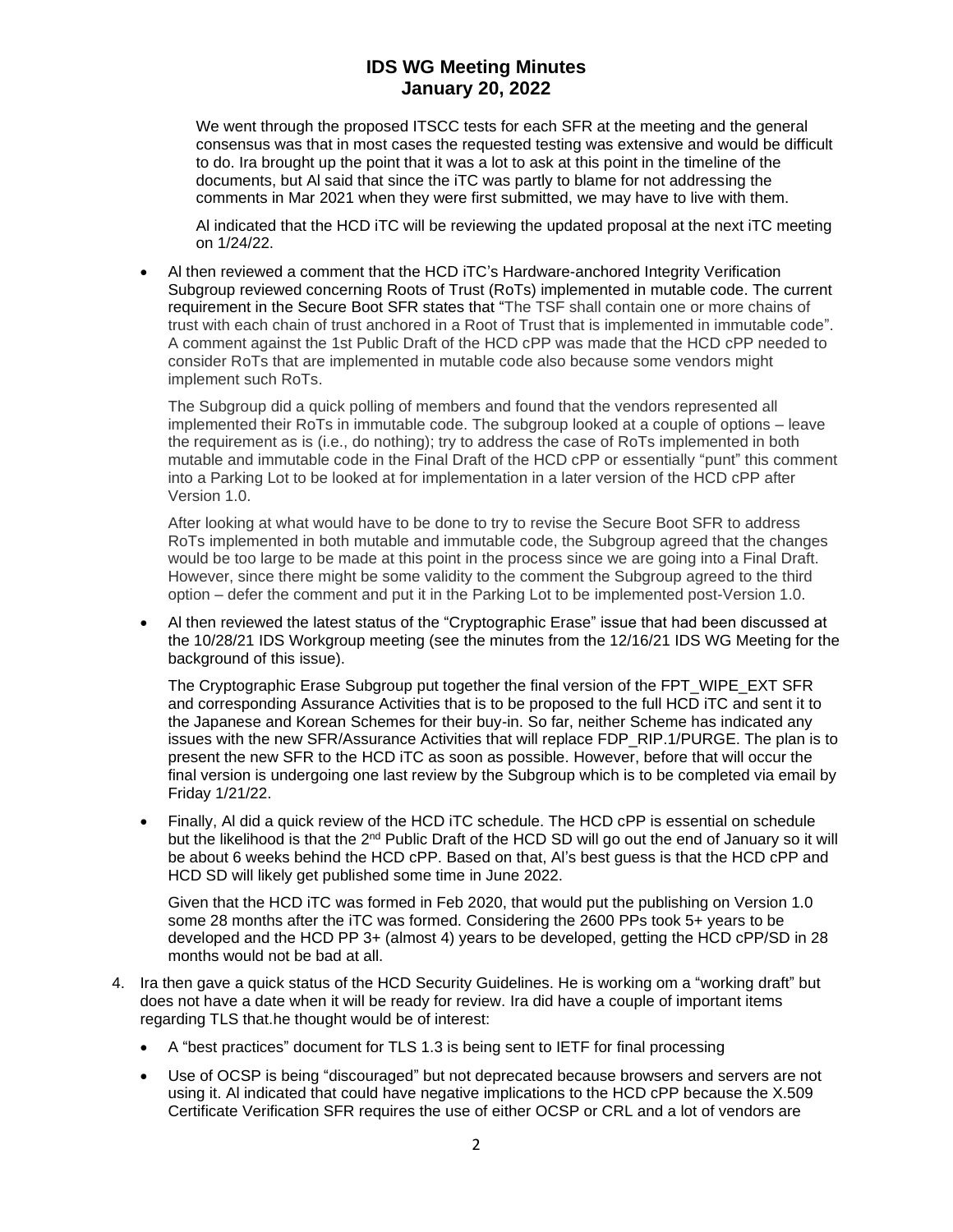We went through the proposed ITSCC tests for each SFR at the meeting and the general consensus was that in most cases the requested testing was extensive and would be difficult to do. Ira brought up the point that it was a lot to ask at this point in the timeline of the documents, but Al said that since the iTC was partly to blame for not addressing the comments in Mar 2021 when they were first submitted, we may have to live with them.

Al indicated that the HCD iTC will be reviewing the updated proposal at the next iTC meeting on 1/24/22.

- Al then reviewed a comment that the HCD iTC's Hardware-anchored Integrity Verification Subgroup reviewed concerning Roots of Trust (RoTs) implemented in mutable code. The current requirement in the Secure Boot SFR states that "The TSF shall contain one or more chains of trust with each chain of trust anchored in a Root of Trust that is implemented in immutable code". A comment against the 1st Public Draft of the HCD cPP was made that the HCD cPP needed to consider RoTs that are implemented in mutable code also because some vendors might implement such RoTs.

  The Subgroup did a quick polling of members and found that the vendors represented all implemented their RoTs in immutable code. The subgroup looked at a couple of options – leave the requirement as is (i.e., do nothing); try to address the case of RoTs implemented in both mutable and immutable code in the Final Draft of the HCD cPP or essentially "punt" this comment into a Parking Lot to be looked at for implementation in a later version of the HCD cPP after Version 1.0.

  After looking at what would have to be done to try to revise the Secure Boot SFR to address RoTs implemented in both mutable and immutable code, the Subgroup agreed that the changes would be too large to be made at this point in the process since we are going into a Final Draft. However, since there might be some validity to the comment the Subgroup agreed to the third option – defer the comment and put it in the Parking Lot to be implemented post-Version 1.0.

- Al then reviewed the latest status of the "Cryptographic Erase" issue that had been discussed at the 10/28/21 IDS Workgroup meeting (see the minutes from the 12/16/21 IDS WG Meeting for the background of this issue).

  The Cryptographic Erase Subgroup put together the final version of the FPT_WIPE_EXT SFR and corresponding Assurance Activities that is to be proposed to the full HCD iTC and sent it to the Japanese and Korean Schemes for their buy-in. So far, neither Scheme has indicated any issues with the new SFR/Assurance Activities that will replace FDP_RIP.1/PURGE. The plan is to present the new SFR to the HCD iTC as soon as possible. However, before that will occur the final version is undergoing one last review by the Subgroup which is to be completed via email by Friday 1/21/22.

- Finally, Al did a quick review of the HCD iTC schedule. The HCD cPP is essential on schedule but the likelihood is that the 2nd Public Draft of the HCD SD will go out the end of January so it will be about 6 weeks behind the HCD cPP. Based on that, Al's best guess is that the HCD cPP and HCD SD will likely get published some time in June 2022.

  Given that the HCD iTC was formed in Feb 2020, that would put the publishing on Version 1.0 some 28 months after the iTC was formed. Considering the 2600 PPs took 5+ years to be developed and the HCD PP 3+ (almost 4) years to be developed, getting the HCD cPP/SD in 28 months would not be bad at all.

4. Ira then gave a quick status of the HCD Security Guidelines. He is working om a "working draft" but does not have a date when it will be ready for review. Ira did have a couple of important items regarding TLS that.he thought would be of interest:

   - A "best practices" document for TLS 1.3 is being sent to IETF for final processing
   - Use of OCSP is being "discouraged" but not deprecated because browsers and servers are not using it. Al indicated that could have negative implications to the HCD cPP because the X.509 Certificate Verification SFR requires the use of either OCSP or CRL and a lot of vendors are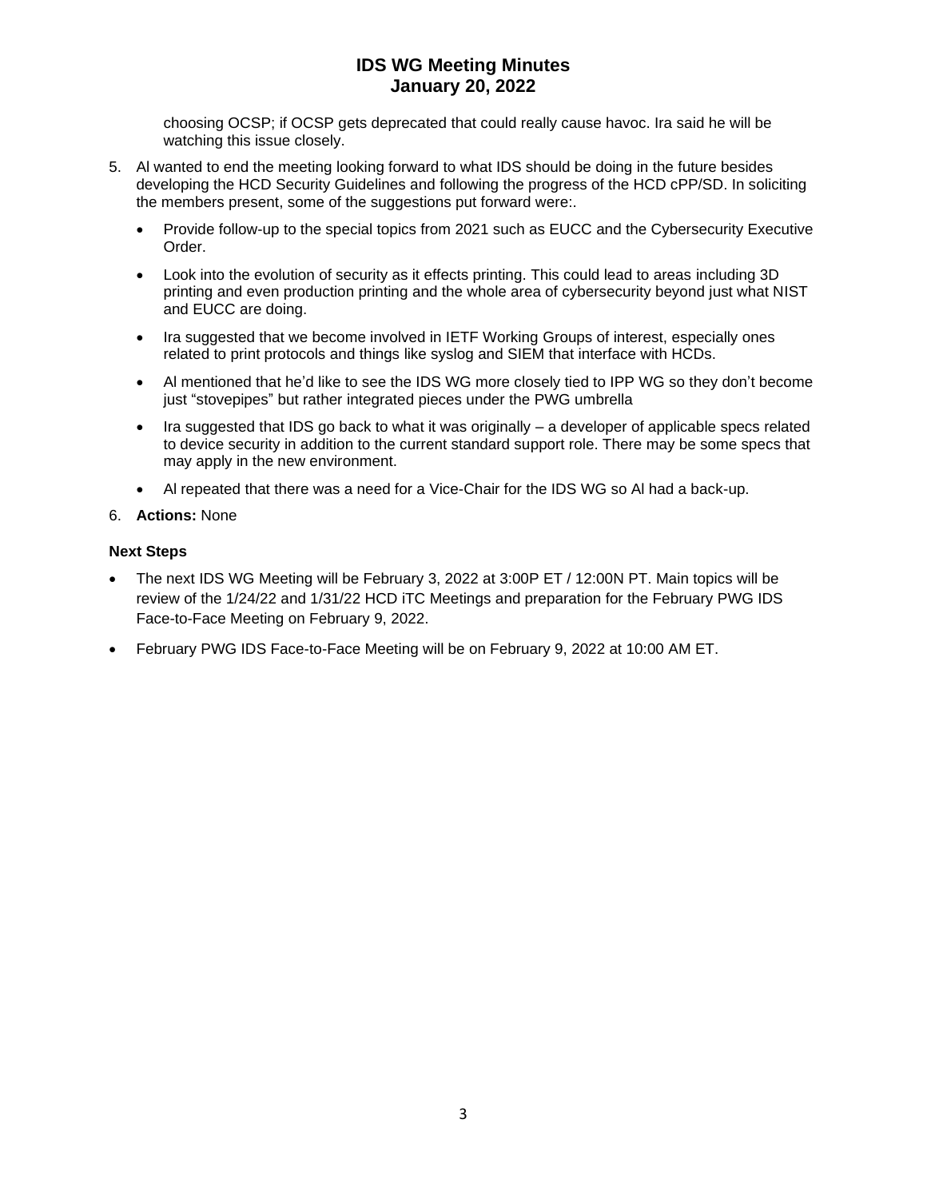choosing OCSP; if OCSP gets deprecated that could really cause havoc. Ira said he will be watching this issue closely.

5. Al wanted to end the meeting looking forward to what IDS should be doing in the future besides developing the HCD Security Guidelines and following the progress of the HCD cPP/SD. In soliciting the members present, some of the suggestions put forward were:.
   - Provide follow-up to the special topics from 2021 such as EUCC and the Cybersecurity Executive Order.
   - Look into the evolution of security as it effects printing. This could lead to areas including 3D printing and even production printing and the whole area of cybersecurity beyond just what NIST and EUCC are doing.
   - Ira suggested that we become involved in IETF Working Groups of interest, especially ones related to print protocols and things like syslog and SIEM that interface with HCDs.
   - Al mentioned that he'd like to see the IDS WG more closely tied to IPP WG so they don't become just "stovepipes" but rather integrated pieces under the PWG umbrella
   - Ira suggested that IDS go back to what it was originally – a developer of applicable specs related to device security in addition to the current standard support role. There may be some specs that may apply in the new environment.
   - Al repeated that there was a need for a Vice-Chair for the IDS WG so Al had a back-up.
6. **Actions:** None

**Next Steps**

- The next IDS WG Meeting will be February 3, 2022 at 3:00P ET / 12:00N PT. Main topics will be review of the 1/24/22 and 1/31/22 HCD iTC Meetings and preparation for the February PWG IDS Face-to-Face Meeting on February 9, 2022.
- February PWG IDS Face-to-Face Meeting will be on February 9, 2022 at 10:00 AM ET.